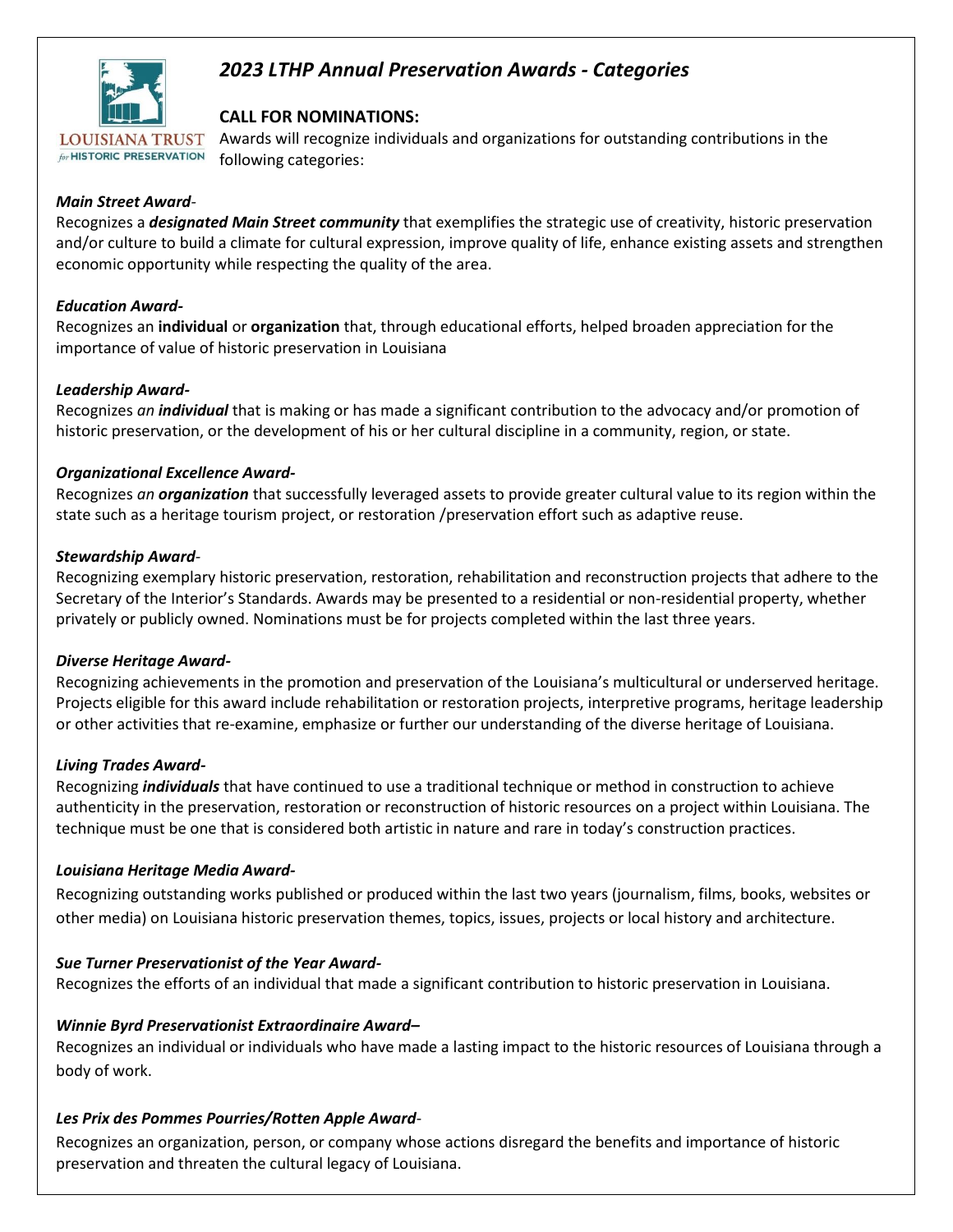# *2023 LTHP Annual Preservation Awards - Categories*

LOUISIANA TRUST *for* HISTORIC PRESERVATION

## CALL FOR NOMINATIONS:

Awards will recognize individuals and organizations for outstanding contributions in the following categories:

***Main Street Award***-
Recognizes a ***designated Main Street community*** that exemplifies the strategic use of creativity, historic preservation and/or culture to build a climate for cultural expression, improve quality of life, enhance existing assets and strengthen economic opportunity while respecting the quality of the area.

***Education Award-***
Recognizes an **individual** or **organization** that, through educational efforts, helped broaden appreciation for the importance of value of historic preservation in Louisiana

***Leadership Award-***
Recognizes *an **individual*** that is making or has made a significant contribution to the advocacy and/or promotion of historic preservation, or the development of his or her cultural discipline in a community, region, or state.

***Organizational Excellence Award-***
Recognizes *an **organization*** that successfully leveraged assets to provide greater cultural value to its region within the state such as a heritage tourism project, or restoration /preservation effort such as adaptive reuse.

***Stewardship Award***-
Recognizing exemplary historic preservation, restoration, rehabilitation and reconstruction projects that adhere to the Secretary of the Interior's Standards. Awards may be presented to a residential or non-residential property, whether privately or publicly owned. Nominations must be for projects completed within the last three years.

***Diverse Heritage Award-***
Recognizing achievements in the promotion and preservation of the Louisiana's multicultural or underserved heritage. Projects eligible for this award include rehabilitation or restoration projects, interpretive programs, heritage leadership or other activities that re-examine, emphasize or further our understanding of the diverse heritage of Louisiana.

***Living Trades Award-***
Recognizing ***individuals*** that have continued to use a traditional technique or method in construction to achieve authenticity in the preservation, restoration or reconstruction of historic resources on a project within Louisiana. The technique must be one that is considered both artistic in nature and rare in today's construction practices.

***Louisiana Heritage Media Award-***
Recognizing outstanding works published or produced within the last two years (journalism, films, books, websites or other media) on Louisiana historic preservation themes, topics, issues, projects or local history and architecture.

***Sue Turner Preservationist of the Year Award-***
Recognizes the efforts of an individual that made a significant contribution to historic preservation in Louisiana.

***Winnie Byrd Preservationist Extraordinaire Award–***
Recognizes an individual or individuals who have made a lasting impact to the historic resources of Louisiana through a body of work.

***Les Prix des Pommes Pourries/Rotten Apple Award***-
Recognizes an organization, person, or company whose actions disregard the benefits and importance of historic preservation and threaten the cultural legacy of Louisiana.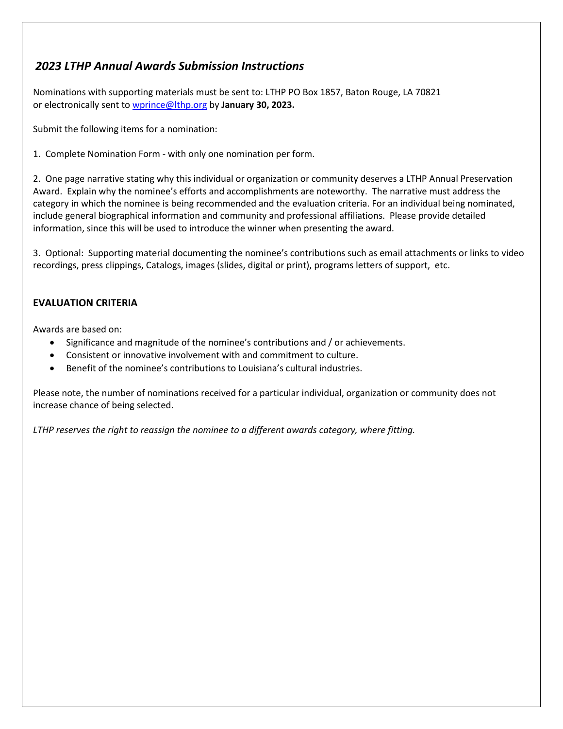## *2023 LTHP Annual Awards Submission Instructions*

Nominations with supporting materials must be sent to: LTHP PO Box 1857, Baton Rouge, LA 70821 or electronically sent to wprince@lthp.org by **January 30, 2023.**

Submit the following items for a nomination:

1. Complete Nomination Form - with only one nomination per form.

2. One page narrative stating why this individual or organization or community deserves a LTHP Annual Preservation Award. Explain why the nominee's efforts and accomplishments are noteworthy. The narrative must address the category in which the nominee is being recommended and the evaluation criteria. For an individual being nominated, include general biographical information and community and professional affiliations. Please provide detailed information, since this will be used to introduce the winner when presenting the award.

3. Optional: Supporting material documenting the nominee's contributions such as email attachments or links to video recordings, press clippings, Catalogs, images (slides, digital or print), programs letters of support, etc.

### EVALUATION CRITERIA

Awards are based on:

- Significance and magnitude of the nominee's contributions and / or achievements.
- Consistent or innovative involvement with and commitment to culture.
- Benefit of the nominee's contributions to Louisiana's cultural industries.

Please note, the number of nominations received for a particular individual, organization or community does not increase chance of being selected.

*LTHP reserves the right to reassign the nominee to a different awards category, where fitting.*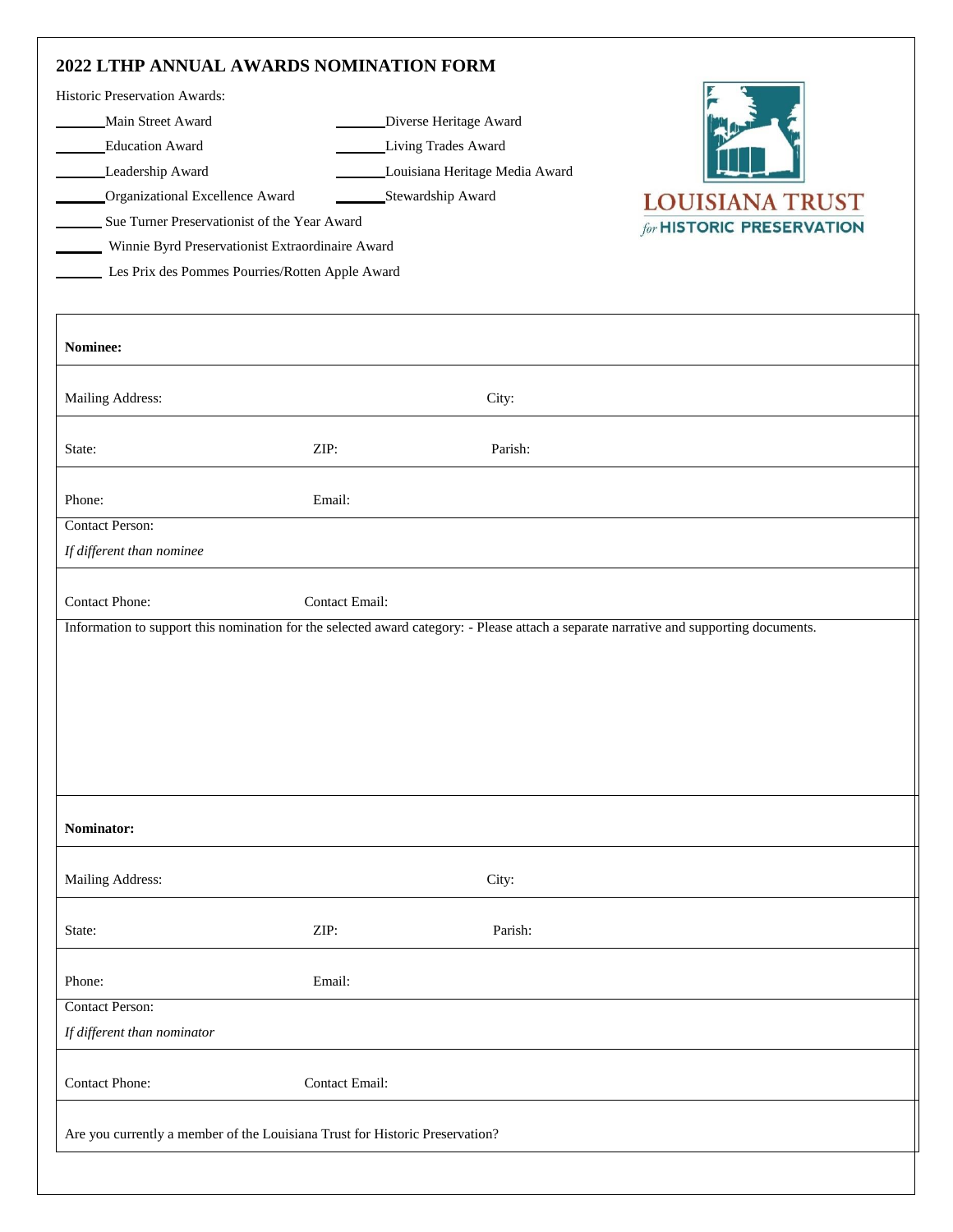# 2022 LHTP ANNUAL AWARDS NOMINATION FORM

Historic Preservation Awards:

| | |
|---|---|
| ______Main Street Award | ______Diverse Heritage Award |
| ______Education Award | ______Living Trades Award |
| ______Leadership Award | ______Louisiana Heritage Media Award |
| ______Organizational Excellence Award | ______Stewardship Award |

______ Sue Turner Preservationist of the Year Award

______ Winnie Byrd Preservationist Extraordinaire Award

______ Les Prix des Pommes Pourries/Rotten Apple Award

LOUISIANA TRUST *for* HISTORIC PRESERVATION

| | | |
|---|---|---|
| **Nominee:** | | |
| Mailing Address: | | City: |
| State: | ZIP: | Parish: |
| Phone: | Email: | |
| Contact Person: *If different than nominee* | | |
| Contact Phone: | Contact Email: | |
| Information to support this nomination for the selected award category: - Please attach a separate narrative and supporting documents. | | |
| **Nominator:** | | |
| Mailing Address: | | City: |
| State: | ZIP: | Parish: |
| Phone: | Email: | |
| Contact Person: *If different than nominator* | | |
| Contact Phone: | Contact Email: | |
| Are you currently a member of the Louisiana Trust for Historic Preservation? | | |